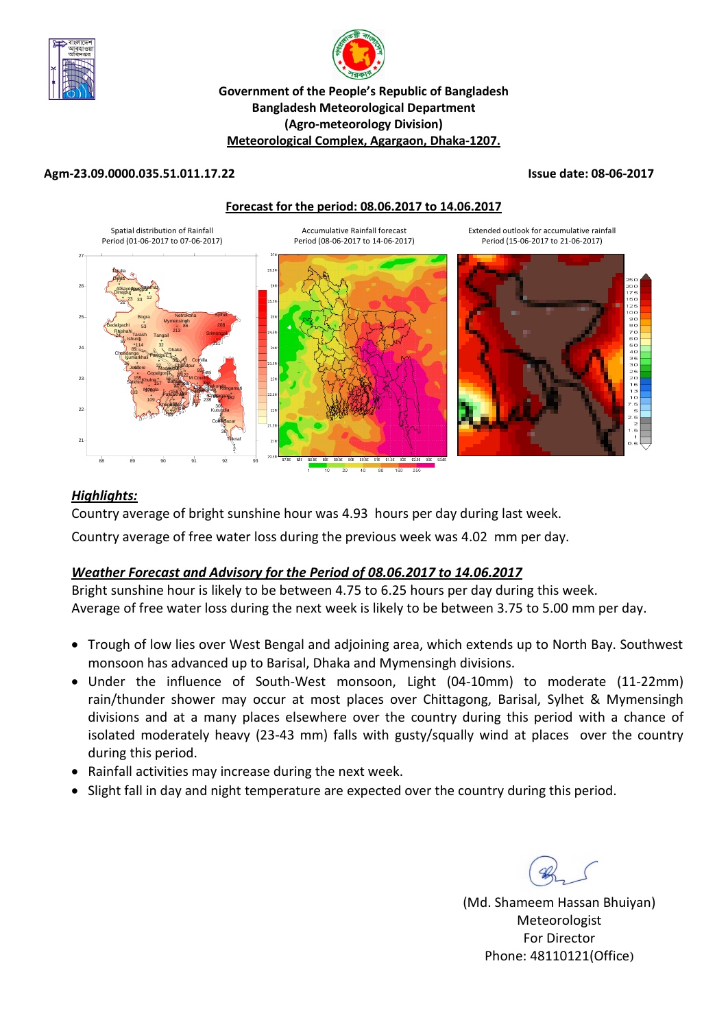**Government of the People's Republic of Bangladesh**
**Bangladesh Meteorological Department**
**(Agro-meteorology Division)**
**Meteorological Complex, Agargaon, Dhaka-1207.**

**Agm-23.09.0000.035.51.011.17.22** **Issue date: 08-06-2017**

**Forecast for the period: 08.06.2017 to 14.06.2017**

Spatial distribution of Rainfall Period (01-06-2017 to 07-06-2017)

Accumulative Rainfall forecast Period (08-06-2017 to 14-06-2017)

Extended outlook for accumulative rainfall Period (15-06-2017 to 21-06-2017)

## *Highlights:*

Country average of bright sunshine hour was 4.93 hours per day during last week.

Country average of free water loss during the previous week was 4.02 mm per day.

## *Weather Forecast and Advisory for the Period of 08.06.2017 to 14.06.2017*

Bright sunshine hour is likely to be between 4.75 to 6.25 hours per day during this week.
Average of free water loss during the next week is likely to be between 3.75 to 5.00 mm per day.

- Trough of low lies over West Bengal and adjoining area, which extends up to North Bay. Southwest monsoon has advanced up to Barisal, Dhaka and Mymensingh divisions.
- Under the influence of South-West monsoon, Light (04-10mm) to moderate (11-22mm) rain/thunder shower may occur at most places over Chittagong, Barisal, Sylhet & Mymensingh divisions and at a many places elsewhere over the country during this period with a chance of isolated moderately heavy (23-43 mm) falls with gusty/squally wind at places over the country during this period.
- Rainfall activities may increase during the next week.
- Slight fall in day and night temperature are expected over the country during this period.

(Md. Shameem Hassan Bhuiyan)
Meteorologist
For Director
Phone: 48110121(Office)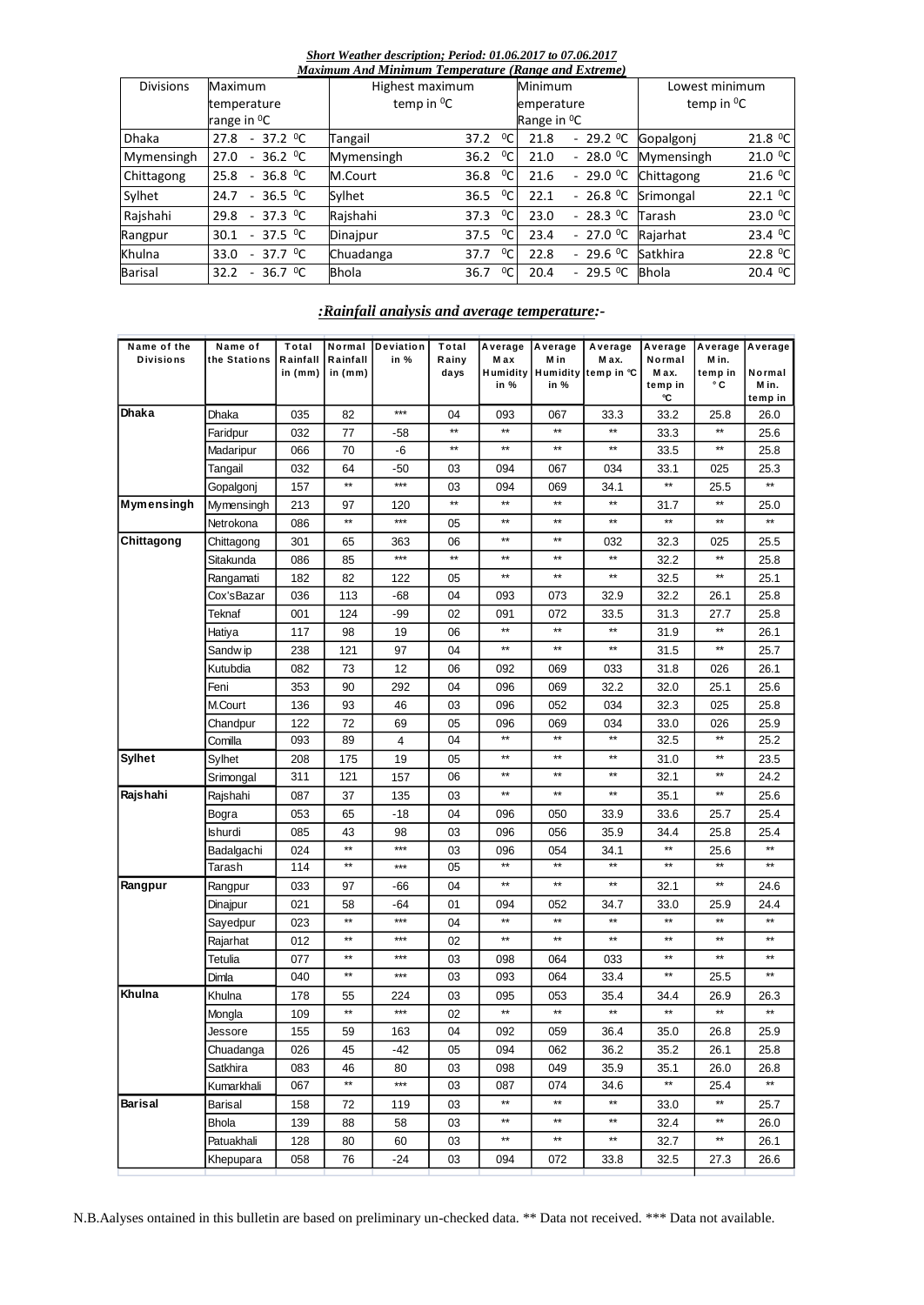***Short Weather description; Period: 01.06.2017 to 07.06.2017***

***Maximum And Minimum Temperature (Range and Extreme)***

| Divisions | Maximum temperature range in ⁰C | Highest maximum temp in ⁰C | | Minimum emperature Range in ⁰C | Lowest minimum temp in ⁰C | |
|---|---|---|---|---|---|---|
| Dhaka | 27.8 - 37.2 ⁰C | Tangail | 37.2 ⁰C | 21.8 - 29.2 ⁰C | Gopalgonj | 21.8 ⁰C |
| Mymensingh | 27.0 - 36.2 ⁰C | Mymensingh | 36.2 ⁰C | 21.0 - 28.0 ⁰C | Mymensingh | 21.0 ⁰C |
| Chittagong | 25.8 - 36.8 ⁰C | M.Court | 36.8 ⁰C | 21.6 - 29.0 ⁰C | Chittagong | 21.6 ⁰C |
| Sylhet | 24.7 - 36.5 ⁰C | Sylhet | 36.5 ⁰C | 22.1 - 26.8 ⁰C | Srimongal | 22.1 ⁰C |
| Rajshahi | 29.8 - 37.3 ⁰C | Rajshahi | 37.3 ⁰C | 23.0 - 28.3 ⁰C | Tarash | 23.0 ⁰C |
| Rangpur | 30.1 - 37.5 ⁰C | Dinajpur | 37.5 ⁰C | 23.4 - 27.0 ⁰C | Rajarhat | 23.4 ⁰C |
| Khulna | 33.0 - 37.7 ⁰C | Chuadanga | 37.7 ⁰C | 22.8 - 29.6 ⁰C | Satkhira | 22.8 ⁰C |
| Barisal | 32.2 - 36.7 ⁰C | Bhola | 36.7 ⁰C | 20.4 - 29.5 ⁰C | Bhola | 20.4 ⁰C |

***:Rainfall analysis and average temperature:-***

| Name of the Divisions | Name of the Stations | Total Rainfall in (mm) | Normal Rainfall in (mm) | Deviation in % | Total Rainy days | Average Max Humidity in % | Average Min Humidity in % | Average Max. temp in ℃ | Average Normal Max. temp in ℃ | Average Min. temp in °C | Average Normal Min. temp in |
|---|---|---|---|---|---|---|---|---|---|---|---|
| **Dhaka** | Dhaka | 035 | 82 | *** | 04 | 093 | 067 | 33.3 | 33.2 | 25.8 | 26.0 |
| | Faridpur | 032 | 77 | -58 | ** | ** | ** | ** | 33.3 | ** | 25.6 |
| | Madaripur | 066 | 70 | -6 | ** | ** | ** | ** | 33.5 | ** | 25.8 |
| | Tangail | 032 | 64 | -50 | 03 | 094 | 067 | 034 | 33.1 | 025 | 25.3 |
| | Gopalgonj | 157 | ** | *** | 03 | 094 | 069 | 34.1 | ** | 25.5 | ** |
| **Mymensingh** | Mymensingh | 213 | 97 | 120 | ** | ** | ** | ** | 31.7 | ** | 25.0 |
| | Netrokona | 086 | ** | *** | 05 | ** | ** | ** | ** | ** | ** |
| **Chittagong** | Chittagong | 301 | 65 | 363 | 06 | ** | ** | 032 | 32.3 | 025 | 25.5 |
| | Sitakunda | 086 | 85 | *** | ** | ** | ** | ** | 32.2 | ** | 25.8 |
| | Rangamati | 182 | 82 | 122 | 05 | ** | ** | ** | 32.5 | ** | 25.1 |
| | Cox'sBazar | 036 | 113 | -68 | 04 | 093 | 073 | 32.9 | 32.2 | 26.1 | 25.8 |
| | Teknaf | 001 | 124 | -99 | 02 | 091 | 072 | 33.5 | 31.3 | 27.7 | 25.8 |
| | Hatiya | 117 | 98 | 19 | 06 | ** | ** | ** | 31.9 | ** | 26.1 |
| | Sandwip | 238 | 121 | 97 | 04 | ** | ** | ** | 31.5 | ** | 25.7 |
| | Kutubdia | 082 | 73 | 12 | 06 | 092 | 069 | 033 | 31.8 | 026 | 26.1 |
| | Feni | 353 | 90 | 292 | 04 | 096 | 069 | 32.2 | 32.0 | 25.1 | 25.6 |
| | M.Court | 136 | 93 | 46 | 03 | 096 | 052 | 034 | 32.3 | 025 | 25.8 |
| | Chandpur | 122 | 72 | 69 | 05 | 096 | 069 | 034 | 33.0 | 026 | 25.9 |
| | Comilla | 093 | 89 | 4 | 04 | ** | ** | ** | 32.5 | ** | 25.2 |
| **Sylhet** | Sylhet | 208 | 175 | 19 | 05 | ** | ** | ** | 31.0 | ** | 23.5 |
| | Srimongal | 311 | 121 | 157 | 06 | ** | ** | ** | 32.1 | ** | 24.2 |
| **Rajshahi** | Rajshahi | 087 | 37 | 135 | 03 | ** | ** | ** | 35.1 | ** | 25.6 |
| | Bogra | 053 | 65 | -18 | 04 | 096 | 050 | 33.9 | 33.6 | 25.7 | 25.4 |
| | Ishurdi | 085 | 43 | 98 | 03 | 096 | 056 | 35.9 | 34.4 | 25.8 | 25.4 |
| | Badalgachi | 024 | ** | *** | 03 | 096 | 054 | 34.1 | ** | 25.6 | ** |
| | Tarash | 114 | ** | *** | 05 | ** | ** | ** | ** | ** | ** |
| **Rangpur** | Rangpur | 033 | 97 | -66 | 04 | ** | ** | ** | 32.1 | ** | 24.6 |
| | Dinajpur | 021 | 58 | -64 | 01 | 094 | 052 | 34.7 | 33.0 | 25.9 | 24.4 |
| | Sayedpur | 023 | ** | *** | 04 | ** | ** | ** | ** | ** | ** |
| | Rajarhat | 012 | ** | *** | 02 | ** | ** | ** | ** | ** | ** |
| | Tetulia | 077 | ** | *** | 03 | 098 | 064 | 033 | ** | ** | ** |
| | Dimla | 040 | ** | *** | 03 | 093 | 064 | 33.4 | ** | 25.5 | ** |
| **Khulna** | Khulna | 178 | 55 | 224 | 03 | 095 | 053 | 35.4 | 34.4 | 26.9 | 26.3 |
| | Mongla | 109 | ** | *** | 02 | ** | ** | ** | ** | ** | ** |
| | Jessore | 155 | 59 | 163 | 04 | 092 | 059 | 36.4 | 35.0 | 26.8 | 25.9 |
| | Chuadanga | 026 | 45 | -42 | 05 | 094 | 062 | 36.2 | 35.2 | 26.1 | 25.8 |
| | Satkhira | 083 | 46 | 80 | 03 | 098 | 049 | 35.9 | 35.1 | 26.0 | 26.8 |
| | Kumarkhali | 067 | ** | *** | 03 | 087 | 074 | 34.6 | ** | 25.4 | ** |
| **Barisal** | Barisal | 158 | 72 | 119 | 03 | ** | ** | ** | 33.0 | ** | 25.7 |
| | Bhola | 139 | 88 | 58 | 03 | ** | ** | ** | 32.4 | ** | 26.0 |
| | Patuakhali | 128 | 80 | 60 | 03 | ** | ** | ** | 32.7 | ** | 26.1 |
| | Khepupara | 058 | 76 | -24 | 03 | 094 | 072 | 33.8 | 32.5 | 27.3 | 26.6 |

N.B.Aalyses ontained in this bulletin are based on preliminary un-checked data. ** Data not received. *** Data not available.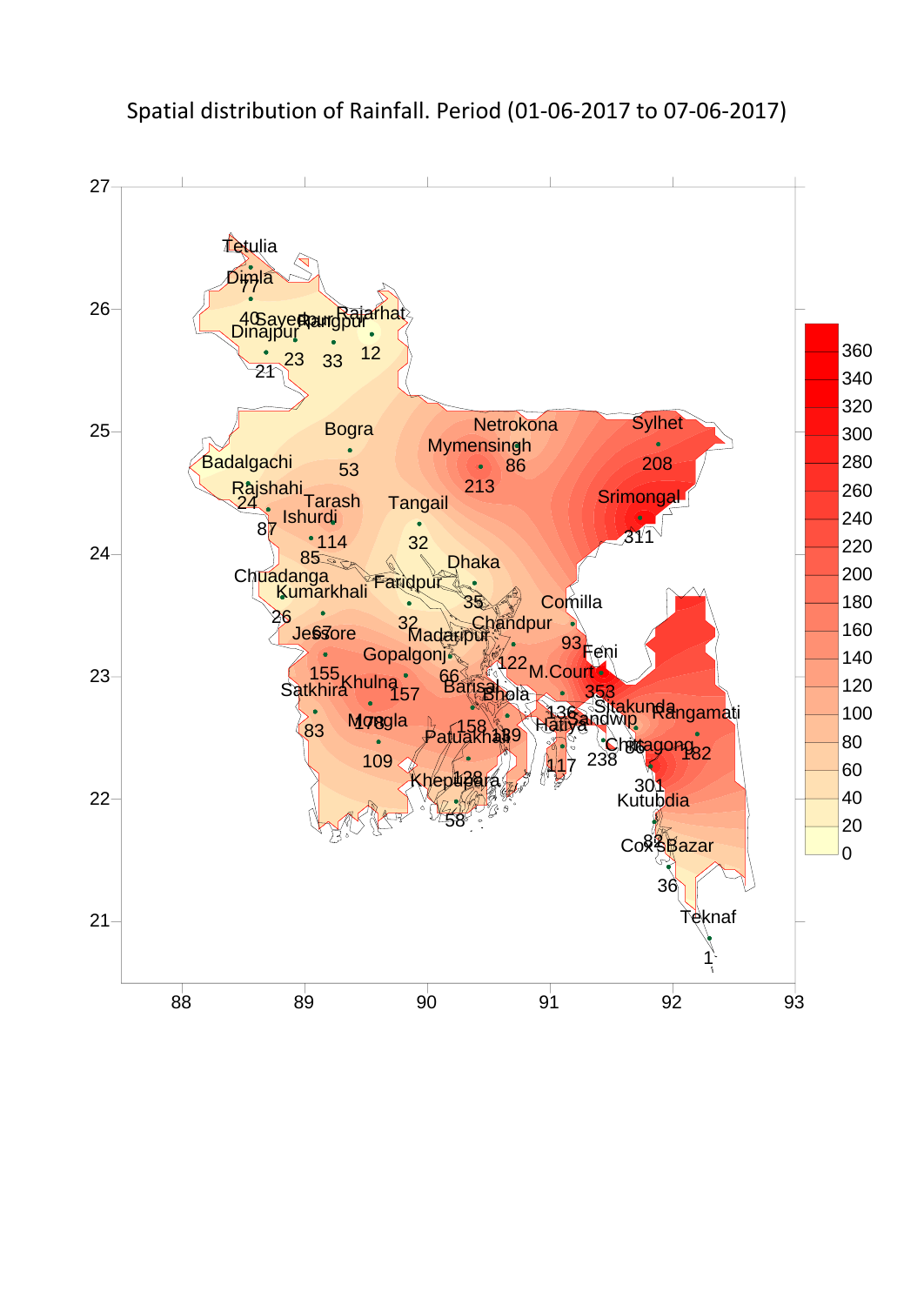Spatial distribution of Rainfall. Period (01-06-2017 to 07-06-2017)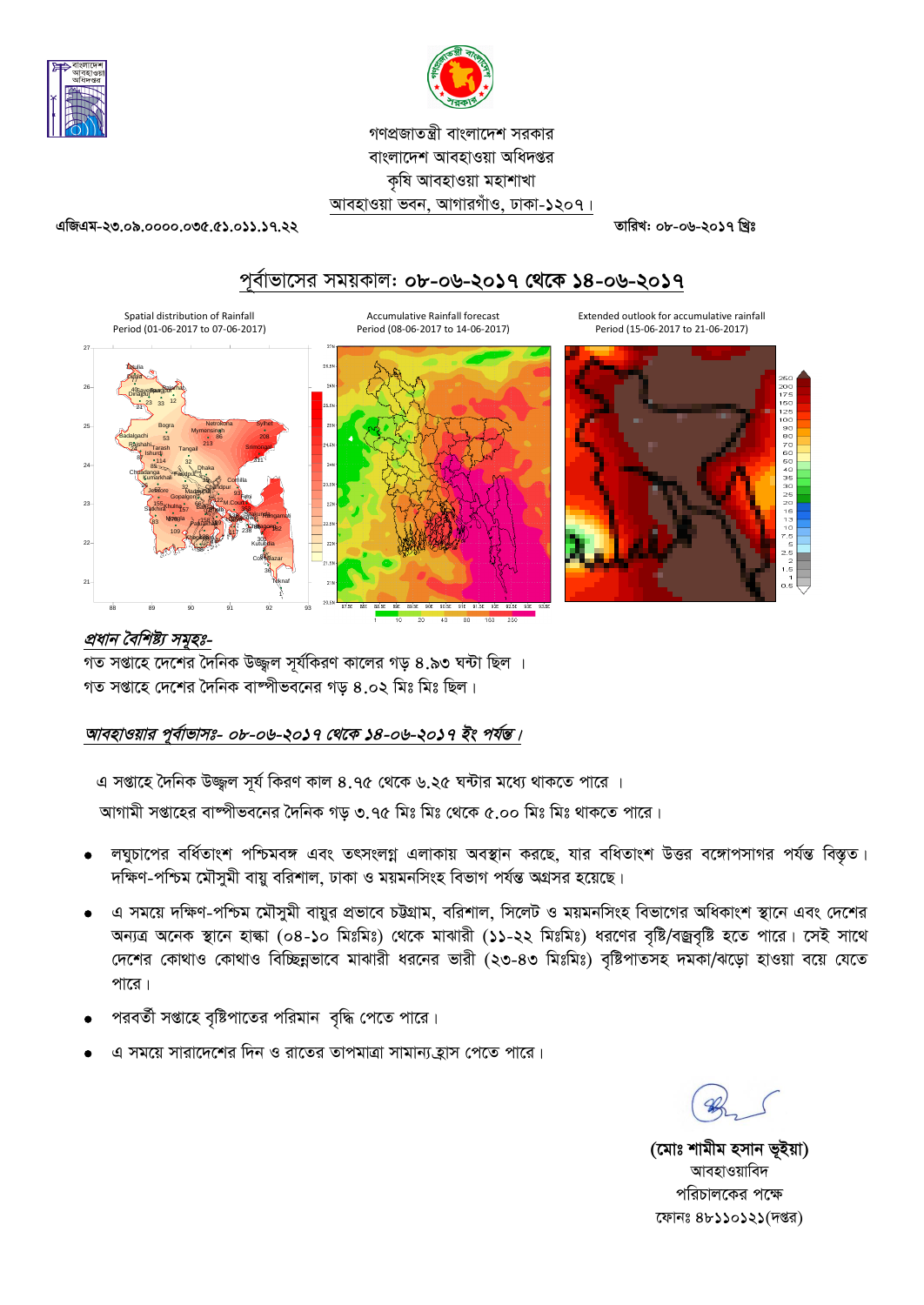গণপ্রজাতন্ত্রী বাংলাদেশ সরকার
বাংলাদেশ আবহাওয়া অধিদপ্তর
কৃষি আবহাওয়া মহাশাখা
আবহাওয়া ভবন, আগারগাঁও, ঢাকা-১২০৭।

এজিএম-২৩.০৯.০০০০.০৩৫.৫১.০১১.১৭.২২

তারিখ: ০৮-০৬-২০১৭ খ্রিঃ

## পূর্বাভাসের সময়কাল: ০৮-০৬-২০১৭ থেকে ১৪-০৬-২০১৭

Spatial distribution of Rainfall Period (01-06-2017 to 07-06-2017)

Accumulative Rainfall forecast Period (08-06-2017 to 14-06-2017)

Extended outlook for accumulative rainfall Period (15-06-2017 to 21-06-2017)

### *প্রধান বৈশিষ্ট্য সমূহঃ-*

গত সপ্তাহে দেশের দৈনিক উজ্জ্বল সূর্যকিরণ কালের গড় ৪.৯৩ ঘন্টা ছিল ।
গত সপ্তাহে দেশের দৈনিক বাষ্পীভবনের গড় ৪.০২ মিঃ মিঃ ছিল।

### *আবহাওয়ার পূর্বাভাসঃ- ০৮-০৬-২০১৭ থেকে ১৪-০৬-২০১৭ ইং পর্যন্ত।*

এ সপ্তাহে দৈনিক উজ্জ্বল সূর্য কিরণ কাল ৪.৭৫ থেকে ৬.২৫ ঘন্টার মধ্যে থাকতে পারে ।
আগামী সপ্তাহের বাষ্পীভবনের দৈনিক গড় ৩.৭৫ মিঃ মিঃ থেকে ৫.০০ মিঃ মিঃ থাকতে পারে।

- লঘুচাপের বর্ধিতাংশ পশ্চিমবঙ্গ এবং তৎসংলগ্ন এলাকায় অবস্থান করছে, যার বধিতাংশ উত্তর বঙ্গোপসাগর পর্যন্ত বিস্তৃত। দক্ষিণ-পশ্চিম মৌসুমী বায়ু বরিশাল, ঢাকা ও ময়মনসিংহ বিভাগ পর্যন্ত অগ্রসর হয়েছে।
- এ সময়ে দক্ষিণ-পশ্চিম মৌসুমী বায়ুর প্রভাবে চট্টগ্রাম, বরিশাল, সিলেট ও ময়মনসিংহ বিভাগের অধিকাংশ স্থানে এবং দেশের অন্যত্র অনেক স্থানে হাল্কা (০৪-১০ মিঃমিঃ) থেকে মাঝারী (১১-২২ মিঃমিঃ) ধরণের বৃষ্টি/বজ্রবৃষ্টি হতে পারে। সেই সাথে দেশের কোথাও কোথাও বিচ্ছিন্নভাবে মাঝারী ধরনের ভারী (২৩-৪৩ মিঃমিঃ) বৃষ্টিপাতসহ দমকা/ঝড়ো হাওয়া বয়ে যেতে পারে।
- পরবর্তী সপ্তাহে বৃষ্টিপাতের পরিমান বৃদ্ধি পেতে পারে।
- এ সময়ে সারাদেশের দিন ও রাতের তাপমাত্রা সামান্য হ্রাস পেতে পারে।

**(মোঃ শামীম হসান ভূইয়া)**
আবহাওয়াবিদ
পরিচালকের পক্ষে
ফোনঃ ৪৮১১০১২১(দপ্তর)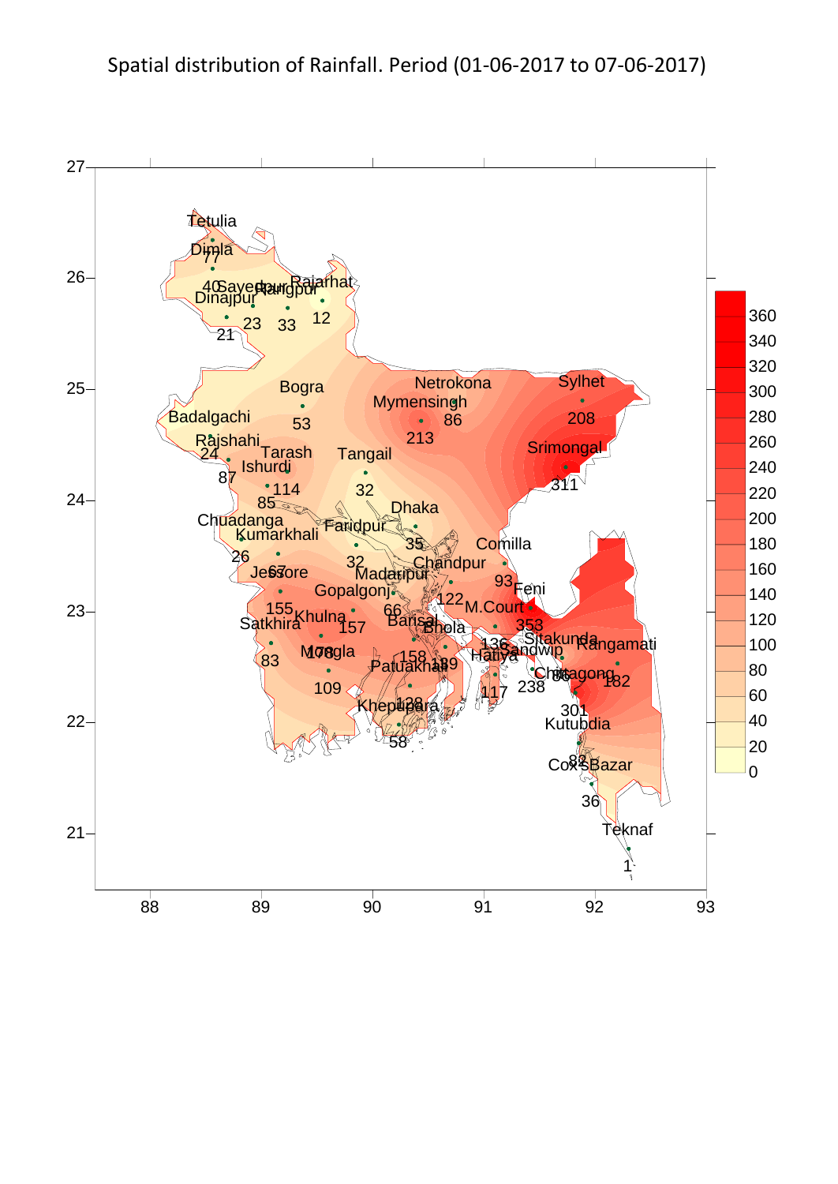Spatial distribution of Rainfall. Period (01-06-2017 to 07-06-2017)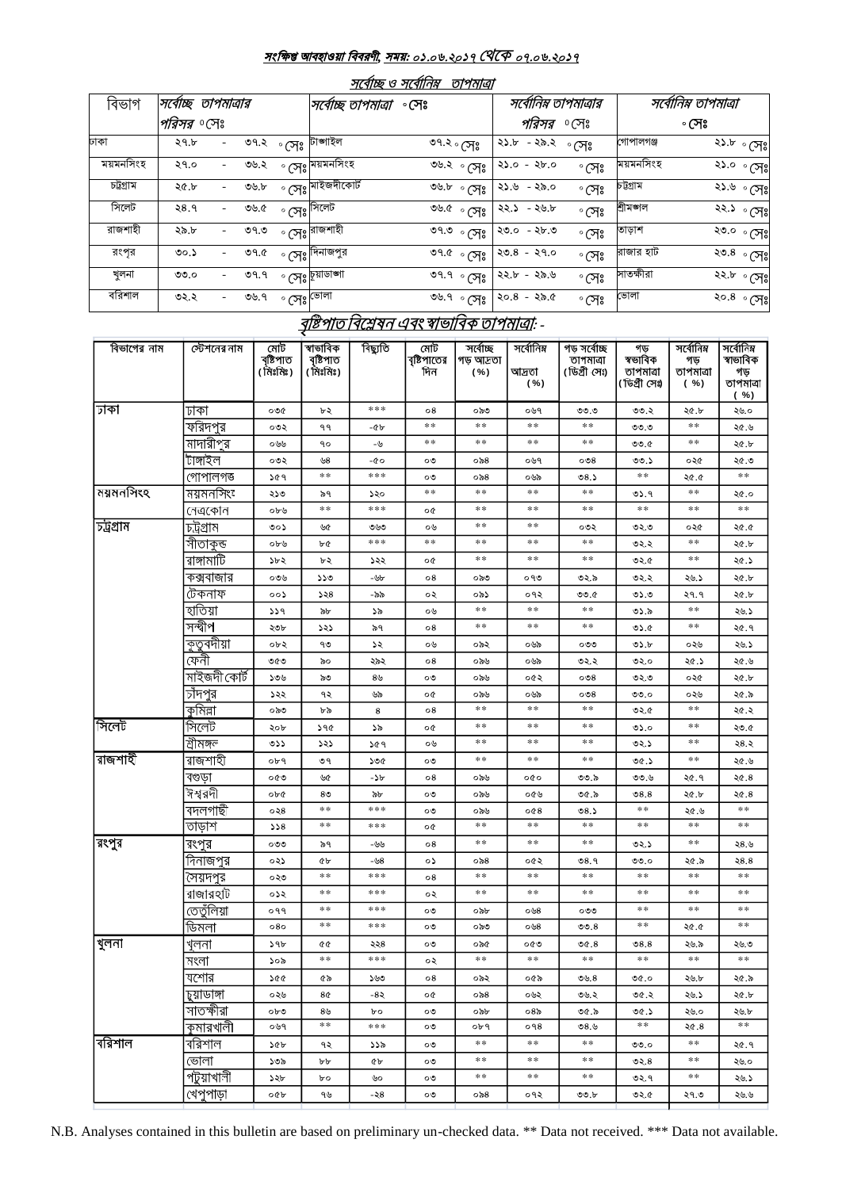## *সংক্ষিপ্ত আবহাওয়া বিবরণী, সময়: ০১.০৬.২০১৭ থেকে ০৭.০৬.২০১৭*

### *সর্বোচ্চ ও সর্বোনিম্ন তাপমাত্রা*

| বিভাগ | সর্বোচ্চ তাপমাত্রার পরিসর °সেঃ | সর্বোচ্চ তাপমাত্রা °সেঃ | | সর্বোনিম্ন তাপমাত্রার পরিসর °সেঃ | সর্বোনিম্ন তাপমাত্রা °সেঃ | |
|---|---|---|---|---|---|---|
| ঢাকা | ২৭.৮ - ৩৭.২ °সেঃ | টাঙ্গাইল | ৩৭.২ °সেঃ | ২১.৮ - ২৯.২ °সেঃ | গোপালগঞ্জ | ২১.৮ °সেঃ |
| ময়মনসিংহ | ২৭.০ - ৩৬.২ °সেঃ | ময়মনসিংহ | ৩৬.২ °সেঃ | ২১.০ - ২৮.০ °সেঃ | ময়মনসিংহ | ২১.০ °সেঃ |
| চট্টগ্রাম | ২৫.৮ - ৩৬.৮ °সেঃ | মাইজদীকোর্ট | ৩৬.৮ °সেঃ | ২১.৬ - ২৯.০ °সেঃ | চট্টগ্রাম | ২১.৬ °সেঃ |
| সিলেট | ২৪.৭ - ৩৬.৫ °সেঃ | সিলেট | ৩৬.৫ °সেঃ | ২২.১ - ২৬.৮ °সেঃ | শ্রীমঙ্গল | ২২.১ °সেঃ |
| রাজশাহী | ২৯.৮ - ৩৭.৩ °সেঃ | রাজশাহী | ৩৭.৩ °সেঃ | ২৩.০ - ২৮.৩ °সেঃ | তাড়াশ | ২৩.০ °সেঃ |
| রংপুর | ৩০.১ - ৩৭.৫ °সেঃ | দিনাজপুর | ৩৭.৫ °সেঃ | ২৩.৪ - ২৭.০ °সেঃ | রাজার হাট | ২৩.৪ °সেঃ |
| খুলনা | ৩৩.০ - ৩৭.৭ °সেঃ | চুয়াডাঙ্গা | ৩৭.৭ °সেঃ | ২২.৮ - ২৯.৬ °সেঃ | সাতক্ষীরা | ২২.৮ °সেঃ |
| বরিশাল | ৩২.২ - ৩৬.৭ °সেঃ | ভোলা | ৩৬.৭ °সেঃ | ২০.৪ - ২৯.৫ °সেঃ | ভোলা | ২০.৪ °সেঃ |

### *বৃষ্টিপাত বিশ্লেষন এবং স্বাভাবিক তাপমাত্রা:* -

| বিভাগের নাম | স্টেশনের নাম | মোট বৃষ্টিপাত (মিঃমিঃ) | স্বাভাবিক বৃষ্টিপাত (মিঃমিঃ) | বিচ্যুতি | মোট বৃষ্টিপাতের দিন | সর্বোচ্চ গড় আদ্রতা (%) | সর্বোনিম্ন আদ্রতা (%) | গড় সর্বোচ্চ তাপমাত্রা (ডিগ্রী সেঃ) | গড় স্বাভাবিক তাপমাত্রা (ডিগ্রী সেঃ) | সর্বোনিম্ন গড় তাপমাত্রা (%) | সর্বোনিম্ন স্বাভাবিক গড় তাপমাত্রা (%) |
|---|---|---|---|---|---|---|---|---|---|---|---|
| ঢাকা | ঢাকা | ০৩৫ | ৮২ | *** | ০৪ | ০৯৩ | ০৬৭ | ৩৩.৩ | ৩৩.২ | ২৫.৮ | ২৬.০ |
| | ফরিদপুর | ০৩২ | ৭৭ | -৫৮ | ** | ** | ** | ** | ৩৩.৩ | ** | ২৫.৬ |
| | মাদারীপুর | ০৬৬ | ৭০ | -৬ | ** | ** | ** | ** | ৩৩.৫ | ** | ২৫.৮ |
| | টাঙ্গাইল | ০৩২ | ৬৪ | -৫০ | ০৩ | ০৯৪ | ০৬৭ | ০৩৪ | ৩৩.১ | ০২৫ | ২৫.৩ |
| | গোপালগঞ্জ | ১৫৭ | ** | *** | ০৩ | ০৯৪ | ০৬৯ | ৩৪.১ | ** | ২৫.৫ | ** |
| ময়মনসিংহ | ময়মনসিংহ | ২১৩ | ৯৭ | ১২০ | ** | ** | ** | ** | ৩১.৭ | ** | ২৫.০ |
| | নেত্রকোনা | ০৮৬ | ** | *** | ০৫ | ** | ** | ** | ** | ** | ** |
| চট্টগ্রাম | চট্টগ্রাম | ৩০১ | ৬৫ | ৩৬৩ | ০৬ | ** | ** | ০৩২ | ৩২.৩ | ০২৫ | ২৫.৫ |
| | সীতাকুন্ড | ০৮৬ | ৮৫ | *** | ** | ** | ** | ** | ৩২.২ | ** | ২৫.৮ |
| | রাঙ্গামাটি | ১৮২ | ৮২ | ১২২ | ০৫ | ** | ** | ** | ৩২.৫ | ** | ২৫.১ |
| | কক্সবাজার | ০৩৬ | ১১৩ | -৬৮ | ০৪ | ০৯৩ | ০৭৩ | ৩২.৯ | ৩২.২ | ২৬.১ | ২৫.৮ |
| | টেকনাফ | ০০১ | ১২৪ | -৯৯ | ০২ | ০৯১ | ০৭২ | ৩৩.৫ | ৩১.৩ | ২৭.৭ | ২৫.৮ |
| | হাতিয়া | ১১৭ | ৯৮ | ১৯ | ০৬ | ** | ** | ** | ৩১.৯ | ** | ২৬.১ |
| | সন্দ্বীপ | ২৩৮ | ১২১ | ৯৭ | ০৪ | ** | ** | ** | ৩১.৫ | ** | ২৫.৭ |
| | কুতুবদীয়া | ০৮২ | ৭৩ | ১২ | ০৬ | ০৯২ | ০৬৯ | ০৩৩ | ৩১.৮ | ০২৬ | ২৬.১ |
| | ফেনী | ৩৫৩ | ৯০ | ২৯২ | ০৪ | ০৯৬ | ০৬৯ | ৩২.২ | ৩২.০ | ২৫.১ | ২৫.৬ |
| | মাইজদী কোর্ট | ১৩৬ | ৯৩ | ৪৬ | ০৩ | ০৯৬ | ০৫২ | ০৩৪ | ৩২.৩ | ০২৫ | ২৫.৮ |
| | চাঁদপুর | ১২২ | ৭২ | ৬৯ | ০৫ | ০৯৬ | ০৬৯ | ০৩৪ | ৩৩.০ | ০২৬ | ২৫.৯ |
| | কুমিল্লা | ০৯৩ | ৮৯ | ৪ | ০৪ | ** | ** | ** | ৩২.৫ | ** | ২৫.২ |
| সিলেট | সিলেট | ২০৮ | ১৭৫ | ১৯ | ০৫ | ** | ** | ** | ৩১.০ | ** | ২৩.৫ |
| | শ্রীমঙ্গল | ৩১১ | ১২১ | ১৫৭ | ০৬ | ** | ** | ** | ৩২.১ | ** | ২৪.২ |
| রাজশাহী | রাজশাহী | ০৮৭ | ৩৭ | ১৩৫ | ০৩ | ** | ** | ** | ৩৫.১ | ** | ২৫.৬ |
| | বগুড়া | ০৫৩ | ৬৫ | -১৮ | ০৪ | ০৯৬ | ০৫০ | ৩৩.৯ | ৩৩.৬ | ২৫.৭ | ২৫.৪ |
| | ঈশ্বরদী | ০৮৫ | ৪৩ | ৯৮ | ০৩ | ০৯৬ | ০৫৬ | ৩৫.৯ | ৩৪.৪ | ২৫.৮ | ২৫.৪ |
| | বদলগাছী | ০২৪ | ** | *** | ০৩ | ০৯৬ | ০৫৪ | ৩৪.১ | ** | ২৫.৬ | ** |
| | তাড়াশ | ১১৪ | ** | *** | ০৫ | ** | ** | ** | ** | ** | ** |
| রংপুর | রংপুর | ০৩৩ | ৯৭ | -৬৬ | ০৪ | ** | ** | ** | ৩২.১ | ** | ২৪.৬ |
| | দিনাজপুর | ০২১ | ৫৮ | -৬৪ | ০১ | ০৯৪ | ০৫২ | ৩৪.৭ | ৩৩.০ | ২৫.৯ | ২৪.৪ |
| | সৈয়দপুর | ০২৩ | ** | *** | ০৪ | ** | ** | ** | ** | ** | ** |
| | রাজারহাট | ০১২ | ** | *** | ০২ | ** | ** | ** | ** | ** | ** |
| | তেতুঁলিয়া | ০৭৭ | ** | *** | ০৩ | ০৯৮ | ০৬৪ | ০৩৩ | ** | ** | ** |
| | ডিমলা | ০৪০ | ** | *** | ০৩ | ০৯৩ | ০৬৪ | ৩৩.৪ | ** | ২৫.৫ | ** |
| খুলনা | খুলনা | ১৭৮ | ৫৫ | ২২৪ | ০৩ | ০৯৫ | ০৫৩ | ৩৫.৪ | ৩৪.৪ | ২৬.৯ | ২৬.৩ |
| | মংলা | ১০৯ | ** | *** | ০২ | ** | ** | ** | ** | ** | ** |
| | যশোর | ১৫৫ | ৫৯ | ১৬৩ | ০৪ | ০৯২ | ০৫৯ | ৩৬.৪ | ৩৫.০ | ২৬.৮ | ২৫.৯ |
| | চুয়াডাঙ্গা | ০২৬ | ৪৫ | -৪২ | ০৫ | ০৯৪ | ০৬২ | ৩৬.২ | ৩৫.২ | ২৬.১ | ২৫.৮ |
| | সাতক্ষীরা | ০৮৩ | ৪৬ | ৮০ | ০৩ | ০৯৮ | ০৪৯ | ৩৫.৯ | ৩৫.১ | ২৬.০ | ২৬.৮ |
| | কুমারখালী | ০৬৭ | ** | *** | ০৩ | ০৮৭ | ০৭৪ | ৩৪.৬ | ** | ২৫.৪ | ** |
| বরিশাল | বরিশাল | ১৫৮ | ৭২ | ১১৯ | ০৩ | ** | ** | ** | ৩৩.০ | ** | ২৫.৭ |
| | ভোলা | ১৩৯ | ৮৮ | ৫৮ | ০৩ | ** | ** | ** | ৩২.৪ | ** | ২৬.০ |
| | পটুয়াখালী | ১২৮ | ৮০ | ৬০ | ০৩ | ** | ** | ** | ৩২.৭ | ** | ২৬.১ |
| | খেপুপাড়া | ০৫৮ | ৭৬ | -২৪ | ০৩ | ০৯৪ | ০৭২ | ৩৩.৮ | ৩২.৫ | ২৭.৩ | ২৬.৬ |

N.B. Analyses contained in this bulletin are based on preliminary un-checked data. ** Data not received. *** Data not available.